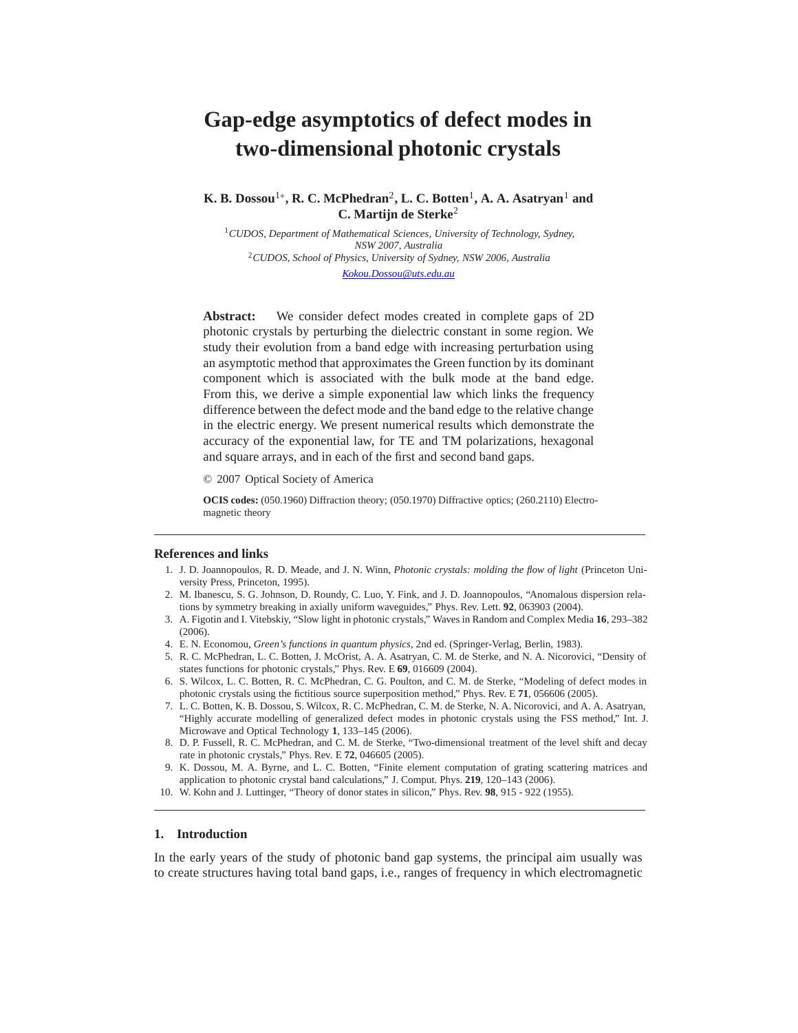# Gap-edge asymptotics of defect modes in two-dimensional photonic crystals

**K. B. Dossou[1*], R. C. McPhedran[2], L. C. Botten[1], A. A. Asatryan[1] and C. Martijn de Sterke[2]**

[1]*CUDOS, Department of Mathematical Sciences, University of Technology, Sydney, NSW 2007, Australia*
[2]*CUDOS, School of Physics, University of Sydney, NSW 2006, Australia*
*Kokou.Dossou@uts.edu.au*

**Abstract:** We consider defect modes created in complete gaps of 2D photonic crystals by perturbing the dielectric constant in some region. We study their evolution from a band edge with increasing perturbation using an asymptotic method that approximates the Green function by its dominant component which is associated with the bulk mode at the band edge. From this, we derive a simple exponential law which links the frequency difference between the defect mode and the band edge to the relative change in the electric energy. We present numerical results which demonstrate the accuracy of the exponential law, for TE and TM polarizations, hexagonal and square arrays, and in each of the first and second band gaps.

© 2007 Optical Society of America

**OCIS codes:** (050.1960) Diffraction theory; (050.1970) Diffractive optics; (260.2110) Electromagnetic theory

## References and links

1. J. D. Joannopoulos, R. D. Meade, and J. N. Winn, *Photonic crystals: molding the flow of light* (Princeton University Press, Princeton, 1995).
2. M. Ibanescu, S. G. Johnson, D. Roundy, C. Luo, Y. Fink, and J. D. Joannopoulos, "Anomalous dispersion relations by symmetry breaking in axially uniform waveguides," Phys. Rev. Lett. **92**, 063903 (2004).
3. A. Figotin and I. Vitebskiy, "Slow light in photonic crystals," Waves in Random and Complex Media **16**, 293–382 (2006).
4. E. N. Economou, *Green's functions in quantum physics*, 2nd ed. (Springer-Verlag, Berlin, 1983).
5. R. C. McPhedran, L. C. Botten, J. McOrist, A. A. Asatryan, C. M. de Sterke, and N. A. Nicorovici, "Density of states functions for photonic crystals," Phys. Rev. E **69**, 016609 (2004).
6. S. Wilcox, L. C. Botten, R. C. McPhedran, C. G. Poulton, and C. M. de Sterke, "Modeling of defect modes in photonic crystals using the fictitious source superposition method," Phys. Rev. E **71**, 056606 (2005).
7. L. C. Botten, K. B. Dossou, S. Wilcox, R. C. McPhedran, C. M. de Sterke, N. A. Nicorovici, and A. A. Asatryan, "Highly accurate modelling of generalized defect modes in photonic crystals using the FSS method," Int. J. Microwave and Optical Technology **1**, 133–145 (2006).
8. D. P. Fussell, R. C. McPhedran, and C. M. de Sterke, "Two-dimensional treatment of the level shift and decay rate in photonic crystals," Phys. Rev. E **72**, 046605 (2005).
9. K. Dossou, M. A. Byrne, and L. C. Botten, "Finite element computation of grating scattering matrices and application to photonic crystal band calculations," J. Comput. Phys. **219**, 120–143 (2006).
10. W. Kohn and J. Luttinger, "Theory of donor states in silicon," Phys. Rev. **98**, 915 - 922 (1955).

## 1. Introduction

In the early years of the study of photonic band gap systems, the principal aim usually was to create structures having total band gaps, i.e., ranges of frequency in which electromagnetic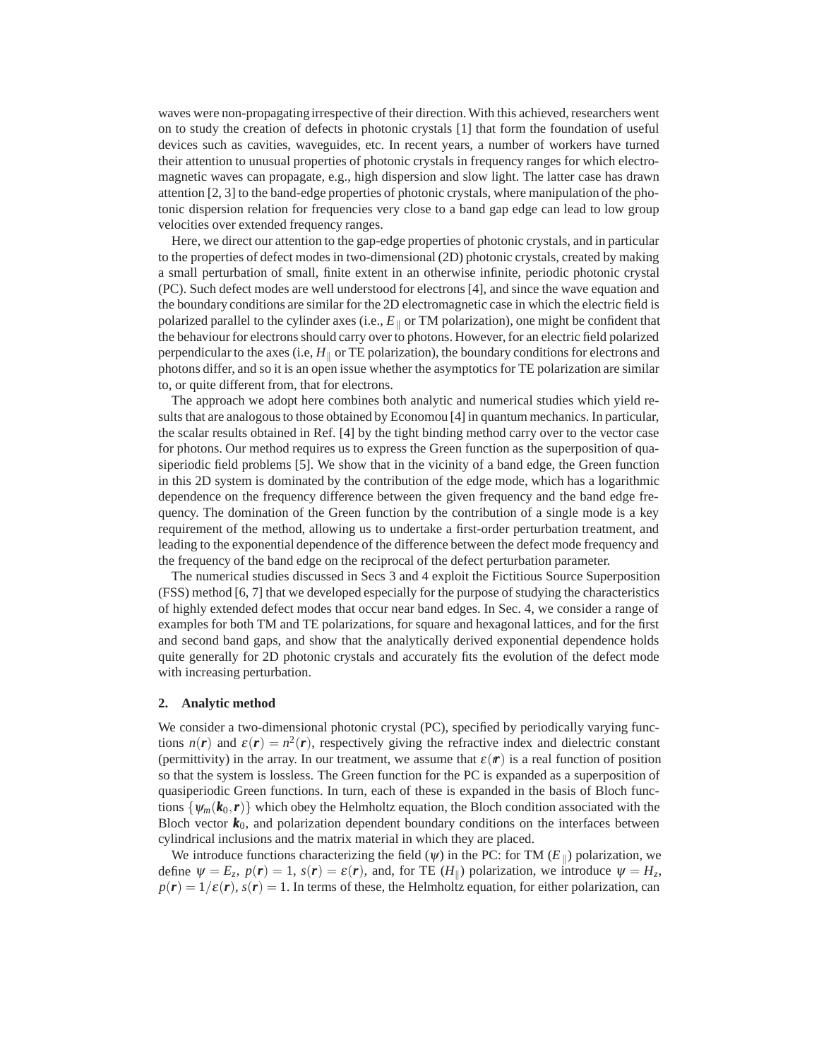waves were non-propagating irrespective of their direction. With this achieved, researchers went on to study the creation of defects in photonic crystals [1] that form the foundation of useful devices such as cavities, waveguides, etc. In recent years, a number of workers have turned their attention to unusual properties of photonic crystals in frequency ranges for which electromagnetic waves can propagate, e.g., high dispersion and slow light. The latter case has drawn attention [2, 3] to the band-edge properties of photonic crystals, where manipulation of the photonic dispersion relation for frequencies very close to a band gap edge can lead to low group velocities over extended frequency ranges.

Here, we direct our attention to the gap-edge properties of photonic crystals, and in particular to the properties of defect modes in two-dimensional (2D) photonic crystals, created by making a small perturbation of small, finite extent in an otherwise infinite, periodic photonic crystal (PC). Such defect modes are well understood for electrons [4], and since the wave equation and the boundary conditions are similar for the 2D electromagnetic case in which the electric field is polarized parallel to the cylinder axes (i.e., $E_{\parallel}$ or TM polarization), one might be confident that the behaviour for electrons should carry over to photons. However, for an electric field polarized perpendicular to the axes (i.e, $H_{\parallel}$ or TE polarization), the boundary conditions for electrons and photons differ, and so it is an open issue whether the asymptotics for TE polarization are similar to, or quite different from, that for electrons.

The approach we adopt here combines both analytic and numerical studies which yield results that are analogous to those obtained by Economou [4] in quantum mechanics. In particular, the scalar results obtained in Ref. [4] by the tight binding method carry over to the vector case for photons. Our method requires us to express the Green function as the superposition of quasiperiodic field problems [5]. We show that in the vicinity of a band edge, the Green function in this 2D system is dominated by the contribution of the edge mode, which has a logarithmic dependence on the frequency difference between the given frequency and the band edge frequency. The domination of the Green function by the contribution of a single mode is a key requirement of the method, allowing us to undertake a first-order perturbation treatment, and leading to the exponential dependence of the difference between the defect mode frequency and the frequency of the band edge on the reciprocal of the defect perturbation parameter.

The numerical studies discussed in Secs 3 and 4 exploit the Fictitious Source Superposition (FSS) method [6, 7] that we developed especially for the purpose of studying the characteristics of highly extended defect modes that occur near band edges. In Sec. 4, we consider a range of examples for both TM and TE polarizations, for square and hexagonal lattices, and for the first and second band gaps, and show that the analytically derived exponential dependence holds quite generally for 2D photonic crystals and accurately fits the evolution of the defect mode with increasing perturbation.

## 2. Analytic method

We consider a two-dimensional photonic crystal (PC), specified by periodically varying functions $n(\boldsymbol{r})$ and $\varepsilon(\boldsymbol{r}) = n^2(\boldsymbol{r})$, respectively giving the refractive index and dielectric constant (permittivity) in the array. In our treatment, we assume that $\varepsilon(\boldsymbol{r})$ is a real function of position so that the system is lossless. The Green function for the PC is expanded as a superposition of quasiperiodic Green functions. In turn, each of these is expanded in the basis of Bloch functions $\{\psi_m(\boldsymbol{k}_0, \boldsymbol{r})\}$ which obey the Helmholtz equation, the Bloch condition associated with the Bloch vector $\boldsymbol{k}_0$, and polarization dependent boundary conditions on the interfaces between cylindrical inclusions and the matrix material in which they are placed.

We introduce functions characterizing the field ($\psi$) in the PC: for TM ($E_{\parallel}$) polarization, we define $\psi = E_z$, $p(\boldsymbol{r}) = 1$, $s(\boldsymbol{r}) = \varepsilon(\boldsymbol{r})$, and, for TE ($H_{\parallel}$) polarization, we introduce $\psi = H_z$, $p(\boldsymbol{r}) = 1/\varepsilon(\boldsymbol{r})$, $s(\boldsymbol{r}) = 1$. In terms of these, the Helmholtz equation, for either polarization, can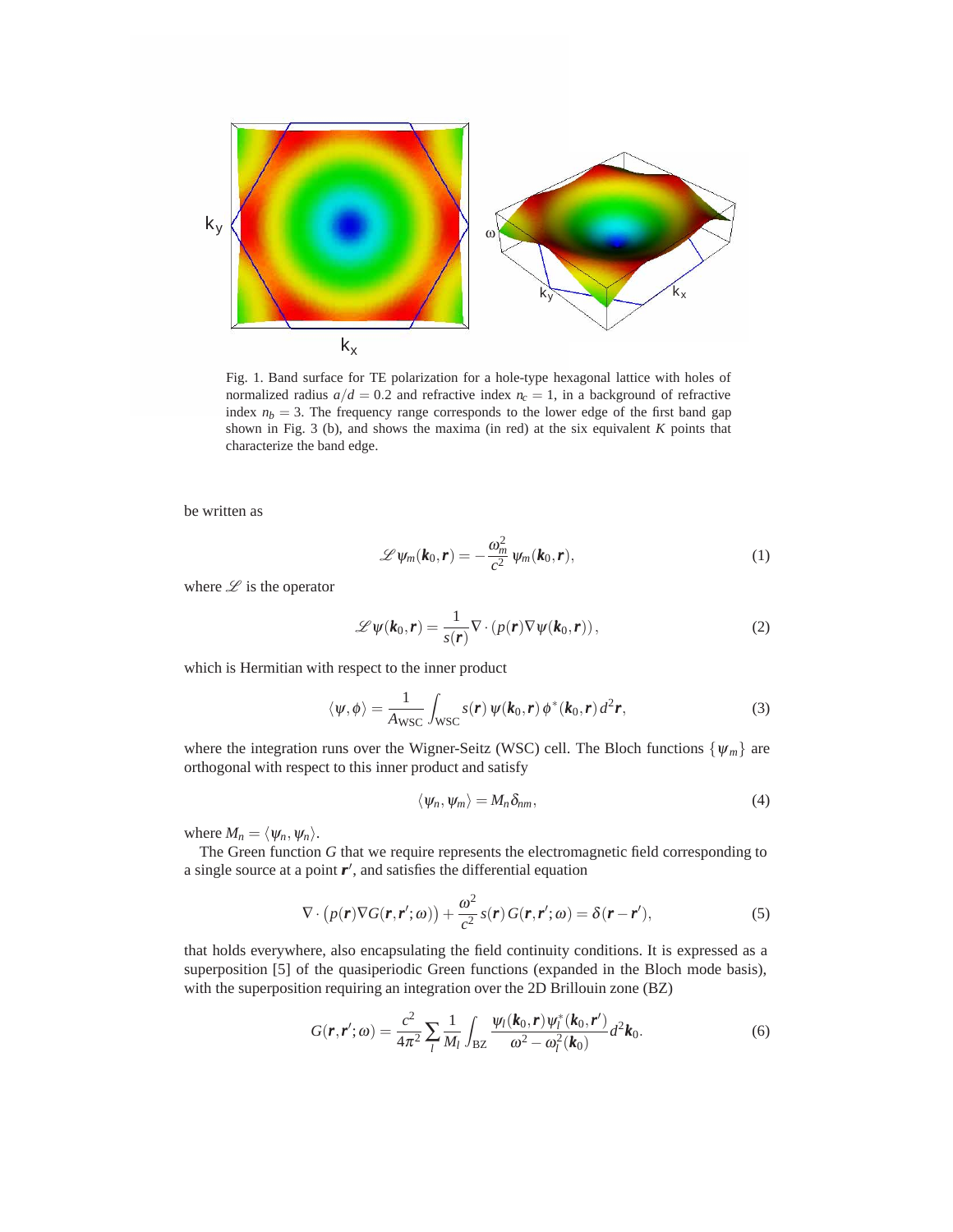Fig. 1. Band surface for TE polarization for a hole-type hexagonal lattice with holes of normalized radius $a/d = 0.2$ and refractive index $n_c = 1$, in a background of refractive index $n_b = 3$. The frequency range corresponds to the lower edge of the first band gap shown in Fig. 3 (b), and shows the maxima (in red) at the six equivalent $K$ points that characterize the band edge.

be written as

$$\mathscr{L}\psi_m(\boldsymbol{k}_0,\boldsymbol{r}) = -\frac{\omega_m^2}{c^2}\,\psi_m(\boldsymbol{k}_0,\boldsymbol{r}), \tag{1}$$

where $\mathscr{L}$ is the operator

$$\mathscr{L}\psi(\boldsymbol{k}_0,\boldsymbol{r}) = \frac{1}{s(\boldsymbol{r})}\nabla\cdot\left(p(\boldsymbol{r})\nabla\psi(\boldsymbol{k}_0,\boldsymbol{r})\right), \tag{2}$$

which is Hermitian with respect to the inner product

$$\langle\psi,\phi\rangle = \frac{1}{A_{\text{WSC}}}\int_{\text{WSC}} s(\boldsymbol{r})\,\psi(\boldsymbol{k}_0,\boldsymbol{r})\,\phi^*(\boldsymbol{k}_0,\boldsymbol{r})\,d^2\boldsymbol{r}, \tag{3}$$

where the integration runs over the Wigner-Seitz (WSC) cell. The Bloch functions $\{\psi_m\}$ are orthogonal with respect to this inner product and satisfy

$$\langle\psi_n,\psi_m\rangle = M_n\delta_{nm}, \tag{4}$$

where $M_n = \langle\psi_n,\psi_n\rangle$.

The Green function $G$ that we require represents the electromagnetic field corresponding to a single source at a point $\boldsymbol{r}'$, and satisfies the differential equation

$$\nabla\cdot\left(p(\boldsymbol{r})\nabla G(\boldsymbol{r},\boldsymbol{r}';\omega)\right) + \frac{\omega^2}{c^2}\,s(\boldsymbol{r})\,G(\boldsymbol{r},\boldsymbol{r}';\omega) = \delta(\boldsymbol{r}-\boldsymbol{r}'), \tag{5}$$

that holds everywhere, also encapsulating the field continuity conditions. It is expressed as a superposition [5] of the quasiperiodic Green functions (expanded in the Bloch mode basis), with the superposition requiring an integration over the 2D Brillouin zone (BZ)

$$G(\boldsymbol{r},\boldsymbol{r}';\omega) = \frac{c^2}{4\pi^2}\sum_l\frac{1}{M_l}\int_{\text{BZ}}\frac{\psi_l(\boldsymbol{k}_0,\boldsymbol{r})\,\psi_l^*(\boldsymbol{k}_0,\boldsymbol{r}')}{\omega^2-\omega_l^2(\boldsymbol{k}_0)}\,d^2\boldsymbol{k}_0. \tag{6}$$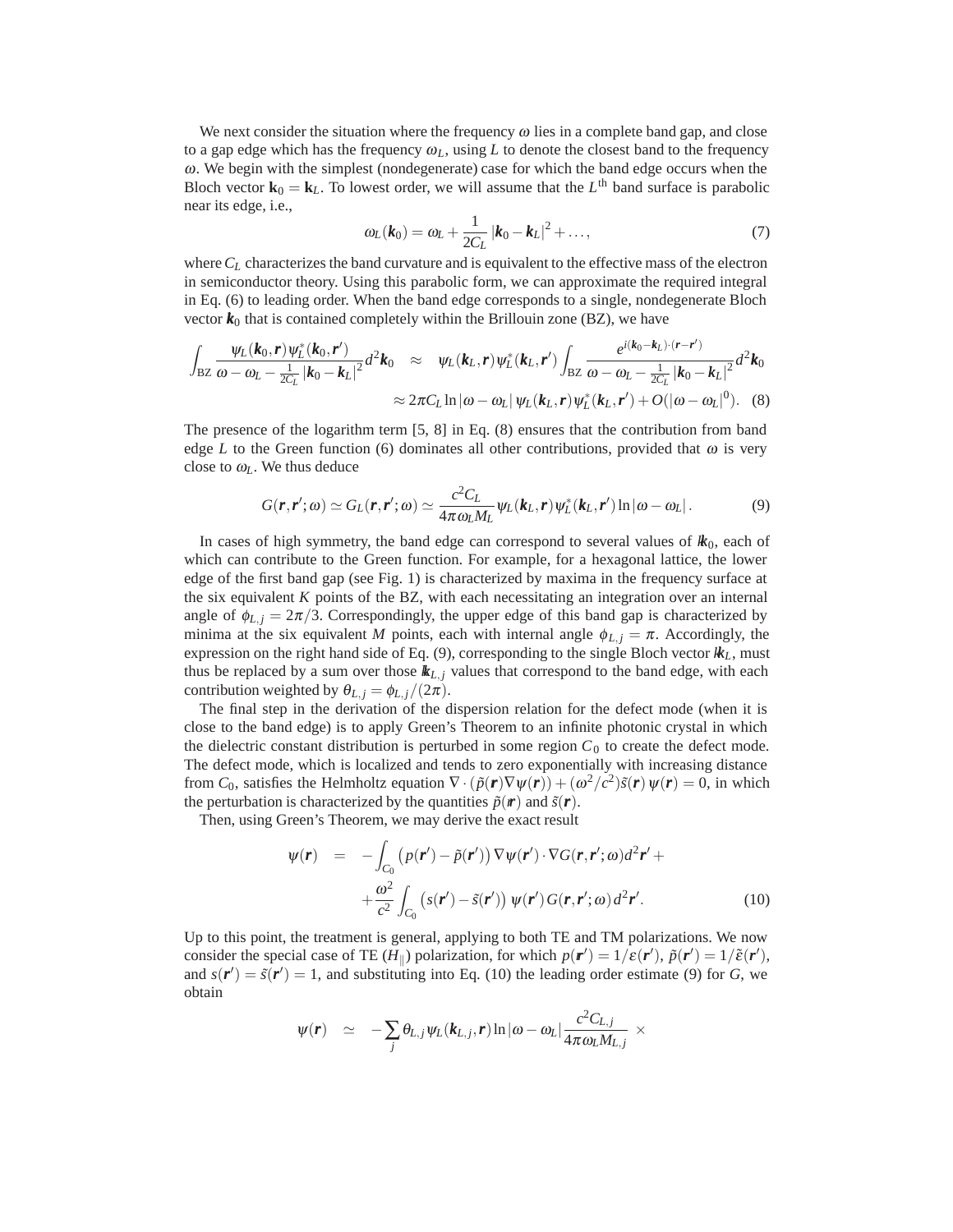We next consider the situation where the frequency $\omega$ lies in a complete band gap, and close to a gap edge which has the frequency $\omega_L$, using $L$ to denote the closest band to the frequency $\omega$. We begin with the simplest (nondegenerate) case for which the band edge occurs when the Bloch vector $\mathbf{k}_0 = \mathbf{k}_L$. To lowest order, we will assume that the $L^{\text{th}}$ band surface is parabolic near its edge, i.e.,

$$\omega_L(\boldsymbol{k}_0) = \omega_L + \frac{1}{2C_L}\left|\boldsymbol{k}_0 - \boldsymbol{k}_L\right|^2 + \ldots, \tag{7}$$

where $C_L$ characterizes the band curvature and is equivalent to the effective mass of the electron in semiconductor theory. Using this parabolic form, we can approximate the required integral in Eq. (6) to leading order. When the band edge corresponds to a single, nondegenerate Bloch vector $\boldsymbol{k}_0$ that is contained completely within the Brillouin zone (BZ), we have

$$\begin{aligned}
\int_{\mathrm{BZ}} \frac{\psi_L(\boldsymbol{k}_0,\boldsymbol{r})\psi_L^*(\boldsymbol{k}_0,\boldsymbol{r}')}{\omega - \omega_L - \frac{1}{2C_L}\left|\boldsymbol{k}_0 - \boldsymbol{k}_L\right|^2} d^2\boldsymbol{k}_0 \quad &\approx \quad \psi_L(\boldsymbol{k}_L,\boldsymbol{r})\psi_L^*(\boldsymbol{k}_L,\boldsymbol{r}') \int_{\mathrm{BZ}} \frac{e^{i(\boldsymbol{k}_0-\boldsymbol{k}_L)\cdot(\boldsymbol{r}-\boldsymbol{r}')}}{\omega - \omega_L - \frac{1}{2C_L}\left|\boldsymbol{k}_0 - \boldsymbol{k}_L\right|^2} d^2\boldsymbol{k}_0 \\
&\approx 2\pi C_L \ln|\omega - \omega_L|\, \psi_L(\boldsymbol{k}_L,\boldsymbol{r})\psi_L^*(\boldsymbol{k}_L,\boldsymbol{r}') + O(|\omega - \omega_L|^0).
\end{aligned} \tag{8}$$

The presence of the logarithm term [5, 8] in Eq. (8) ensures that the contribution from band edge $L$ to the Green function (6) dominates all other contributions, provided that $\omega$ is very close to $\omega_L$. We thus deduce

$$G(\boldsymbol{r},\boldsymbol{r}';\omega) \simeq G_L(\boldsymbol{r},\boldsymbol{r}';\omega) \simeq \frac{c^2 C_L}{4\pi\omega_L M_L}\psi_L(\boldsymbol{k}_L,\boldsymbol{r})\psi_L^*(\boldsymbol{k}_L,\boldsymbol{r}')\ln|\omega - \omega_L|. \tag{9}$$

In cases of high symmetry, the band edge can correspond to several values of $\boldsymbol{k}_0$, each of which can contribute to the Green function. For example, for a hexagonal lattice, the lower edge of the first band gap (see Fig. 1) is characterized by maxima in the frequency surface at the six equivalent $K$ points of the BZ, with each necessitating an integration over an internal angle of $\phi_{L,j} = 2\pi/3$. Correspondingly, the upper edge of this band gap is characterized by minima at the six equivalent $M$ points, each with internal angle $\phi_{L,j} = \pi$. Accordingly, the expression on the right hand side of Eq. (9), corresponding to the single Bloch vector $\boldsymbol{k}_L$, must thus be replaced by a sum over those $\boldsymbol{k}_{L,j}$ values that correspond to the band edge, with each contribution weighted by $\theta_{L,j} = \phi_{L,j}/(2\pi)$.

The final step in the derivation of the dispersion relation for the defect mode (when it is close to the band edge) is to apply Green's Theorem to an infinite photonic crystal in which the dielectric constant distribution is perturbed in some region $C_0$ to create the defect mode. The defect mode, which is localized and tends to zero exponentially with increasing distance from $C_0$, satisfies the Helmholtz equation $\nabla\cdot(\tilde{p}(\boldsymbol{r})\nabla\psi(\boldsymbol{r})) + (\omega^2/c^2)\tilde{s}(\boldsymbol{r})\,\psi(\boldsymbol{r}) = 0$, in which the perturbation is characterized by the quantities $\tilde{p}(\boldsymbol{r})$ and $\tilde{s}(\boldsymbol{r})$.

Then, using Green's Theorem, we may derive the exact result

$$\begin{aligned}
\psi(\boldsymbol{r}) \quad &= \quad -\int_{C_0}\left(p(\boldsymbol{r}') - \tilde{p}(\boldsymbol{r}')\right)\nabla\psi(\boldsymbol{r}')\cdot\nabla G(\boldsymbol{r},\boldsymbol{r}';\omega)d^2\boldsymbol{r}' + \\
&\quad + \frac{\omega^2}{c^2}\int_{C_0}\left(s(\boldsymbol{r}') - \tilde{s}(\boldsymbol{r}')\right)\psi(\boldsymbol{r}')\,G(\boldsymbol{r},\boldsymbol{r}';\omega)\,d^2\boldsymbol{r}'.
\end{aligned} \tag{10}$$

Up to this point, the treatment is general, applying to both TE and TM polarizations. We now consider the special case of TE ($H_\parallel$) polarization, for which $p(\boldsymbol{r}') = 1/\varepsilon(\boldsymbol{r}')$, $\tilde{p}(\boldsymbol{r}') = 1/\tilde{\varepsilon}(\boldsymbol{r}')$, and $s(\boldsymbol{r}') = \tilde{s}(\boldsymbol{r}') = 1$, and substituting into Eq. (10) the leading order estimate (9) for $G$, we obtain

$$\psi(\boldsymbol{r}) \quad \simeq \quad -\sum_j \theta_{L,j}\,\psi_L(\boldsymbol{k}_{L,j},\boldsymbol{r})\ln|\omega - \omega_L|\frac{c^2 C_{L,j}}{4\pi\omega_L M_{L,j}} \;\times$$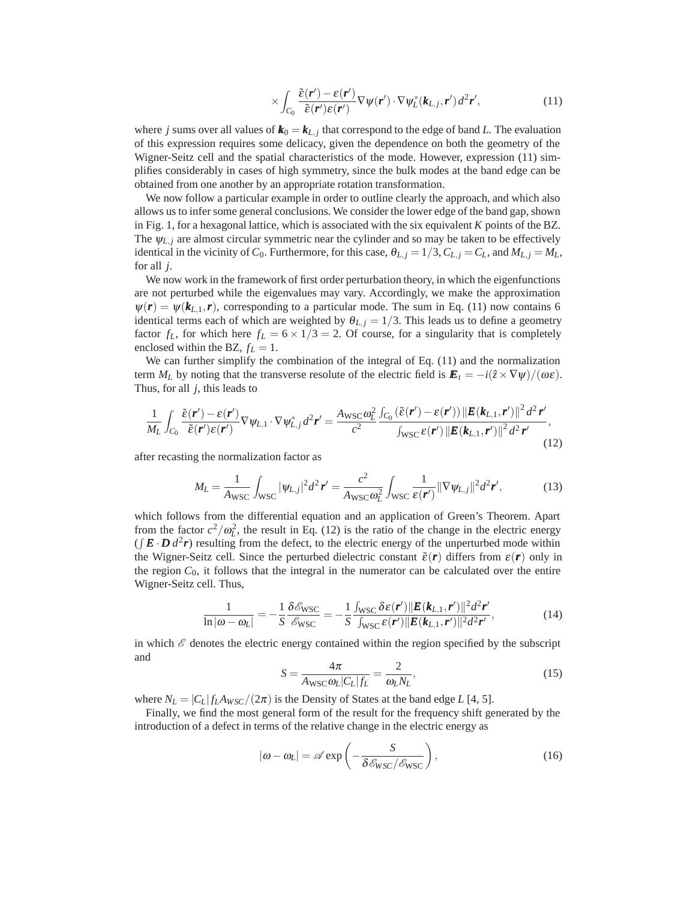$$\times \int_{C_0} \frac{\tilde{\varepsilon}(\boldsymbol{r}') - \varepsilon(\boldsymbol{r}')}{\tilde{\varepsilon}(\boldsymbol{r}')\varepsilon(\boldsymbol{r}')} \nabla \psi(\boldsymbol{r}') \cdot \nabla \psi_L^*(\boldsymbol{k}_{L,j}, \boldsymbol{r}')\, d^2\boldsymbol{r}', \tag{11}$$

where $j$ sums over all values of $\boldsymbol{k}_0 = \boldsymbol{k}_{L,j}$ that correspond to the edge of band $L$. The evaluation of this expression requires some delicacy, given the dependence on both the geometry of the Wigner-Seitz cell and the spatial characteristics of the mode. However, expression (11) simplifies considerably in cases of high symmetry, since the bulk modes at the band edge can be obtained from one another by an appropriate rotation transformation.

We now follow a particular example in order to outline clearly the approach, and which also allows us to infer some general conclusions. We consider the lower edge of the band gap, shown in Fig. 1, for a hexagonal lattice, which is associated with the six equivalent $K$ points of the BZ. The $\psi_{L,j}$ are almost circular symmetric near the cylinder and so may be taken to be effectively identical in the vicinity of $C_0$. Furthermore, for this case, $\theta_{L,j} = 1/3$, $C_{L,j} = C_L$, and $M_{L,j} = M_L$, for all $j$.

We now work in the framework of first order perturbation theory, in which the eigenfunctions are not perturbed while the eigenvalues may vary. Accordingly, we make the approximation $\psi(\boldsymbol{r}) = \psi(\boldsymbol{k}_{L,1}, \boldsymbol{r})$, corresponding to a particular mode. The sum in Eq. (11) now contains 6 identical terms each of which are weighted by $\theta_{L,j} = 1/3$. This leads us to define a geometry factor $f_L$, for which here $f_L = 6 \times 1/3 = 2$. Of course, for a singularity that is completely enclosed within the BZ, $f_L = 1$.

We can further simplify the combination of the integral of Eq. (11) and the normalization term $M_L$ by noting that the transverse resolute of the electric field is $\boldsymbol{E}_t = -i(\hat{z} \times \nabla\psi)/(\omega\varepsilon)$. Thus, for all $j$, this leads to

$$\frac{1}{M_L} \int_{C_0} \frac{\tilde{\varepsilon}(\boldsymbol{r}') - \varepsilon(\boldsymbol{r}')}{\tilde{\varepsilon}(\boldsymbol{r}')\varepsilon(\boldsymbol{r}')} \nabla \psi_{L,1} \cdot \nabla \psi_{L,j}^*\, d^2\boldsymbol{r}' = \frac{A_{\mathrm{WSC}}\,\omega_L^2}{c^2} \frac{\int_{C_0} (\tilde{\varepsilon}(\boldsymbol{r}') - \varepsilon(\boldsymbol{r}'))\, \|\boldsymbol{E}(\boldsymbol{k}_{L,1}, \boldsymbol{r}')\|^2\, d^2\boldsymbol{r}'}{\int_{\mathrm{WSC}} \varepsilon(\boldsymbol{r}')\, \|\boldsymbol{E}(\boldsymbol{k}_{L,1}, \boldsymbol{r}')\|^2\, d^2\boldsymbol{r}'}, \tag{12}$$

after recasting the normalization factor as

$$M_L = \frac{1}{A_{\mathrm{WSC}}} \int_{\mathrm{WSC}} |\psi_{L,j}|^2 d^2\boldsymbol{r}' = \frac{c^2}{A_{\mathrm{WSC}}\,\omega_L^2} \int_{\mathrm{WSC}} \frac{1}{\varepsilon(\boldsymbol{r}')} \|\nabla\psi_{L,j}\|^2 d^2\boldsymbol{r}', \tag{13}$$

which follows from the differential equation and an application of Green's Theorem. Apart from the factor $c^2/\omega_L^2$, the result in Eq. (12) is the ratio of the change in the electric energy ($\int \boldsymbol{E} \cdot \boldsymbol{D}\, d^2\boldsymbol{r}$) resulting from the defect, to the electric energy of the unperturbed mode within the Wigner-Seitz cell. Since the perturbed dielectric constant $\tilde{\varepsilon}(\boldsymbol{r})$ differs from $\varepsilon(\boldsymbol{r})$ only in the region $C_0$, it follows that the integral in the numerator can be calculated over the entire Wigner-Seitz cell. Thus,

$$\frac{1}{\ln|\omega - \omega_L|} = -\frac{1}{S} \frac{\delta \mathscr{E}_{\mathrm{WSC}}}{\mathscr{E}_{\mathrm{WSC}}} = -\frac{1}{S} \frac{\int_{\mathrm{WSC}} \delta\varepsilon(\boldsymbol{r}') \|\boldsymbol{E}(\boldsymbol{k}_{L,1}, \boldsymbol{r}')\|^2 d^2\boldsymbol{r}'}{\int_{\mathrm{WSC}} \varepsilon(\boldsymbol{r}') \|\boldsymbol{E}(\boldsymbol{k}_{L,1}, \boldsymbol{r}')\|^2 d^2\boldsymbol{r}'}, \tag{14}$$

in which $\mathscr{E}$ denotes the electric energy contained within the region specified by the subscript and

$$S = \frac{4\pi}{A_{\mathrm{WSC}}\,\omega_L |C_L| f_L} = \frac{2}{\omega_L N_L}, \tag{15}$$

where $N_L = |C_L| f_L A_{WSC}/(2\pi)$ is the Density of States at the band edge $L$ [4, 5].

Finally, we find the most general form of the result for the frequency shift generated by the introduction of a defect in terms of the relative change in the electric energy as

$$|\omega - \omega_L| = \mathscr{A} \exp\left(-\frac{S}{\delta \mathscr{E}_{WSC}/\mathscr{E}_{\mathrm{WSC}}}\right), \tag{16}$$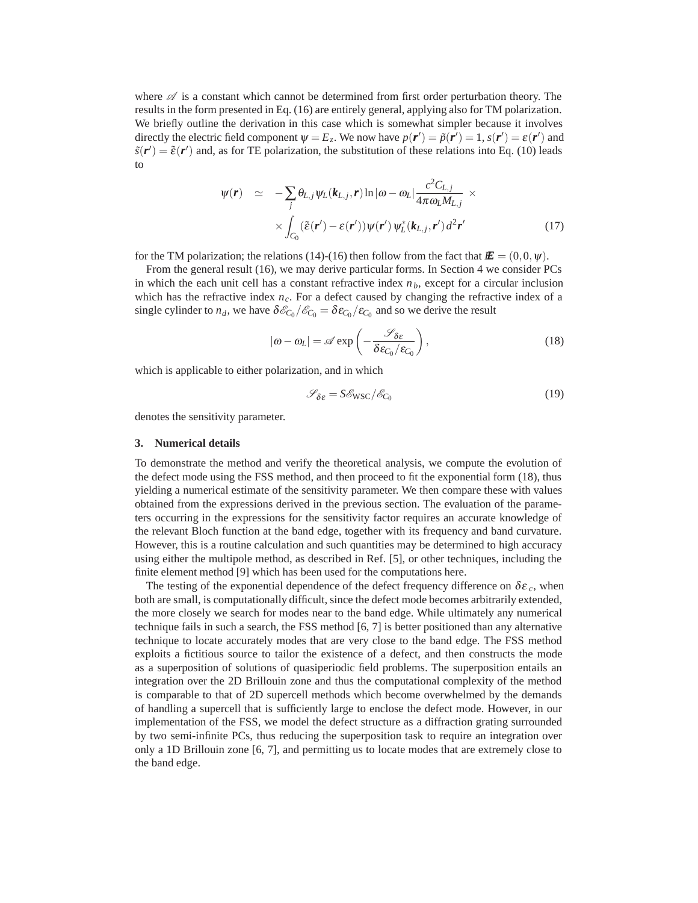where $\mathscr{A}$ is a constant which cannot be determined from first order perturbation theory. The results in the form presented in Eq. (16) are entirely general, applying also for TM polarization. We briefly outline the derivation in this case which is somewhat simpler because it involves directly the electric field component $\psi = E_z$. We now have $p(\boldsymbol{r}') = \tilde{p}(\boldsymbol{r}') = 1$, $s(\boldsymbol{r}') = \varepsilon(\boldsymbol{r}')$ and $\tilde{s}(\boldsymbol{r}') = \tilde{\varepsilon}(\boldsymbol{r}')$ and, as for TE polarization, the substitution of these relations into Eq. (10) leads to

$$
\begin{aligned}
\psi(\boldsymbol{r}) \quad &\simeq \quad -\sum_j \theta_{L,j}\,\psi_L(\boldsymbol{k}_{L,j},\boldsymbol{r}) \ln|\omega - \omega_L| \frac{c^2 C_{L,j}}{4\pi\omega_L M_{L,j}} \;\times \\
&\times \int_{C_0} \left(\tilde{\varepsilon}(\boldsymbol{r}') - \varepsilon(\boldsymbol{r}')\right) \psi(\boldsymbol{r}')\,\psi_L^*(\boldsymbol{k}_{L,j},\boldsymbol{r}')\,d^2\boldsymbol{r}' \qquad (17)
\end{aligned}
$$

for the TM polarization; the relations (14)-(16) then follow from the fact that $\boldsymbol{E} = (0,0,\psi)$.

From the general result (16), we may derive particular forms. In Section 4 we consider PCs in which the each unit cell has a constant refractive index $n_b$, except for a circular inclusion which has the refractive index $n_c$. For a defect caused by changing the refractive index of a single cylinder to $n_d$, we have $\delta\mathscr{E}_{C_0}/\mathscr{E}_{C_0} = \delta\varepsilon_{C_0}/\varepsilon_{C_0}$ and so we derive the result

$$
|\omega - \omega_L| = \mathscr{A} \exp\left(-\frac{\mathscr{S}_{\delta\varepsilon}}{\delta\varepsilon_{C_0}/\varepsilon_{C_0}}\right), \qquad (18)
$$

which is applicable to either polarization, and in which

$$
\mathscr{S}_{\delta\varepsilon} = S\mathscr{E}_{\mathrm{WSC}}/\mathscr{E}_{C_0} \qquad (19)
$$

denotes the sensitivity parameter.

## 3. Numerical details

To demonstrate the method and verify the theoretical analysis, we compute the evolution of the defect mode using the FSS method, and then proceed to fit the exponential form (18), thus yielding a numerical estimate of the sensitivity parameter. We then compare these with values obtained from the expressions derived in the previous section. The evaluation of the parameters occurring in the expressions for the sensitivity factor requires an accurate knowledge of the relevant Bloch function at the band edge, together with its frequency and band curvature. However, this is a routine calculation and such quantities may be determined to high accuracy using either the multipole method, as described in Ref. [5], or other techniques, including the finite element method [9] which has been used for the computations here.

The testing of the exponential dependence of the defect frequency difference on $\delta\varepsilon_c$, when both are small, is computationally difficult, since the defect mode becomes arbitrarily extended, the more closely we search for modes near to the band edge. While ultimately any numerical technique fails in such a search, the FSS method [6, 7] is better positioned than any alternative technique to locate accurately modes that are very close to the band edge. The FSS method exploits a fictitious source to tailor the existence of a defect, and then constructs the mode as a superposition of solutions of quasiperiodic field problems. The superposition entails an integration over the 2D Brillouin zone and thus the computational complexity of the method is comparable to that of 2D supercell methods which become overwhelmed by the demands of handling a supercell that is sufficiently large to enclose the defect mode. However, in our implementation of the FSS, we model the defect structure as a diffraction grating surrounded by two semi-infinite PCs, thus reducing the superposition task to require an integration over only a 1D Brillouin zone [6, 7], and permitting us to locate modes that are extremely close to the band edge.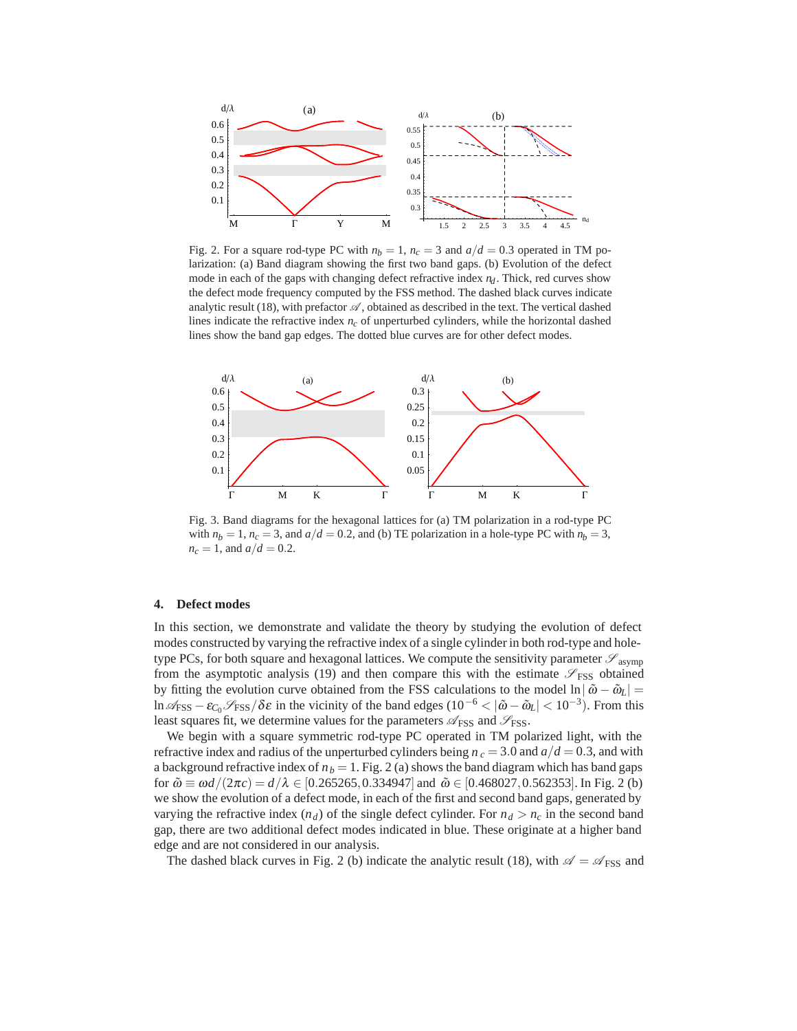Fig. 2. For a square rod-type PC with $n_b = 1$, $n_c = 3$ and $a/d = 0.3$ operated in TM polarization: (a) Band diagram showing the first two band gaps. (b) Evolution of the defect mode in each of the gaps with changing defect refractive index $n_d$. Thick, red curves show the defect mode frequency computed by the FSS method. The dashed black curves indicate analytic result (18), with prefactor $\mathscr{A}$, obtained as described in the text. The vertical dashed lines indicate the refractive index $n_c$ of unperturbed cylinders, while the horizontal dashed lines show the band gap edges. The dotted blue curves are for other defect modes.

Fig. 3. Band diagrams for the hexagonal lattices for (a) TM polarization in a rod-type PC with $n_b = 1$, $n_c = 3$, and $a/d = 0.2$, and (b) TE polarization in a hole-type PC with $n_b = 3$, $n_c = 1$, and $a/d = 0.2$.

## 4. Defect modes

In this section, we demonstrate and validate the theory by studying the evolution of defect modes constructed by varying the refractive index of a single cylinder in both rod-type and hole-type PCs, for both square and hexagonal lattices. We compute the sensitivity parameter $\mathscr{S}_{\text{asymp}}$ from the asymptotic analysis (19) and then compare this with the estimate $\mathscr{S}_{\text{FSS}}$ obtained by fitting the evolution curve obtained from the FSS calculations to the model $\ln|\tilde{\omega} - \tilde{\omega}_L| = \ln \mathscr{A}_{\text{FSS}} - \varepsilon_{C_0}\mathscr{S}_{\text{FSS}}/\delta\varepsilon$ in the vicinity of the band edges ($10^{-6} < |\tilde{\omega} - \tilde{\omega}_L| < 10^{-3}$). From this least squares fit, we determine values for the parameters $\mathscr{A}_{\text{FSS}}$ and $\mathscr{S}_{\text{FSS}}$.

We begin with a square symmetric rod-type PC operated in TM polarized light, with the refractive index and radius of the unperturbed cylinders being $n_c = 3.0$ and $a/d = 0.3$, and with a background refractive index of $n_b = 1$. Fig. 2 (a) shows the band diagram which has band gaps for $\tilde{\omega} \equiv \omega d/(2\pi c) = d/\lambda \in [0.265265, 0.334947]$ and $\tilde{\omega} \in [0.468027, 0.562353]$. In Fig. 2 (b) we show the evolution of a defect mode, in each of the first and second band gaps, generated by varying the refractive index ($n_d$) of the single defect cylinder. For $n_d > n_c$ in the second band gap, there are two additional defect modes indicated in blue. These originate at a higher band edge and are not considered in our analysis.

The dashed black curves in Fig. 2 (b) indicate the analytic result (18), with $\mathscr{A} = \mathscr{A}_{\text{FSS}}$ and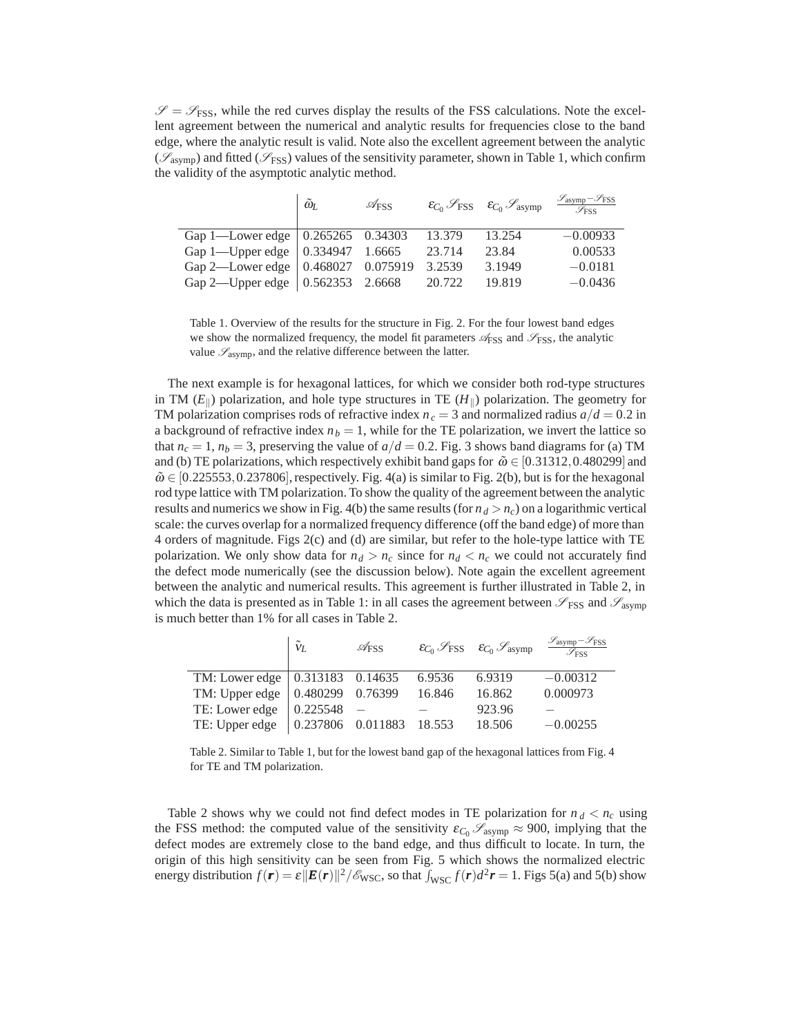$\mathscr{S} = \mathscr{S}_{\text{FSS}}$, while the red curves display the results of the FSS calculations. Note the excellent agreement between the numerical and analytic results for frequencies close to the band edge, where the analytic result is valid. Note also the excellent agreement between the analytic ($\mathscr{S}_{\text{asymp}}$) and fitted ($\mathscr{S}_{\text{FSS}}$) values of the sensitivity parameter, shown in Table 1, which confirm the validity of the asymptotic analytic method.

| | $\tilde{\omega}_L$ | $\mathscr{A}_{\text{FSS}}$ | $\varepsilon_{C_0}\mathscr{S}_{\text{FSS}}$ | $\varepsilon_{C_0}\mathscr{S}_{\text{asymp}}$ | $\frac{\mathscr{S}_{\text{asymp}}-\mathscr{S}_{\text{FSS}}}{\mathscr{S}_{\text{FSS}}}$ |
|---|---|---|---|---|---|
| Gap 1—Lower edge | 0.265265 | 0.34303 | 13.379 | 13.254 | $-0.00933$ |
| Gap 1—Upper edge | 0.334947 | 1.6665 | 23.714 | 23.84 | 0.00533 |
| Gap 2—Lower edge | 0.468027 | 0.075919 | 3.2539 | 3.1949 | $-0.0181$ |
| Gap 2—Upper edge | 0.562353 | 2.6668 | 20.722 | 19.819 | $-0.0436$ |

Table 1. Overview of the results for the structure in Fig. 2. For the four lowest band edges we show the normalized frequency, the model fit parameters $\mathscr{A}_{\text{FSS}}$ and $\mathscr{S}_{\text{FSS}}$, the analytic value $\mathscr{S}_{\text{asymp}}$, and the relative difference between the latter.

The next example is for hexagonal lattices, for which we consider both rod-type structures in TM ($E_{\parallel}$) polarization, and hole type structures in TE ($H_{\parallel}$) polarization. The geometry for TM polarization comprises rods of refractive index $n_c = 3$ and normalized radius $a/d = 0.2$ in a background of refractive index $n_b = 1$, while for the TE polarization, we invert the lattice so that $n_c = 1$, $n_b = 3$, preserving the value of $a/d = 0.2$. Fig. 3 shows band diagrams for (a) TM and (b) TE polarizations, which respectively exhibit band gaps for $\tilde{\omega} \in [0.31312, 0.480299]$ and $\tilde{\omega} \in [0.225553, 0.237806]$, respectively. Fig. 4(a) is similar to Fig. 2(b), but is for the hexagonal rod type lattice with TM polarization. To show the quality of the agreement between the analytic results and numerics we show in Fig. 4(b) the same results (for $n_d > n_c$) on a logarithmic vertical scale: the curves overlap for a normalized frequency difference (off the band edge) of more than 4 orders of magnitude. Figs 2(c) and (d) are similar, but refer to the hole-type lattice with TE polarization. We only show data for $n_d > n_c$ since for $n_d < n_c$ we could not accurately find the defect mode numerically (see the discussion below). Note again the excellent agreement between the analytic and numerical results. This agreement is further illustrated in Table 2, in which the data is presented as in Table 1: in all cases the agreement between $\mathscr{S}_{\text{FSS}}$ and $\mathscr{S}_{\text{asymp}}$ is much better than 1% for all cases in Table 2.

| | $\tilde{\nu}_L$ | $\mathscr{A}_{\text{FSS}}$ | $\varepsilon_{C_0}\mathscr{S}_{\text{FSS}}$ | $\varepsilon_{C_0}\mathscr{S}_{\text{asymp}}$ | $\frac{\mathscr{S}_{\text{asymp}}-\mathscr{S}_{\text{FSS}}}{\mathscr{S}_{\text{FSS}}}$ |
|---|---|---|---|---|---|
| TM: Lower edge | 0.313183 | 0.14635 | 6.9536 | 6.9319 | $-0.00312$ |
| TM: Upper edge | 0.480299 | 0.76399 | 16.846 | 16.862 | 0.000973 |
| TE: Lower edge | 0.225548 | – | – | 923.96 | – |
| TE: Upper edge | 0.237806 | 0.011883 | 18.553 | 18.506 | $-0.00255$ |

Table 2. Similar to Table 1, but for the lowest band gap of the hexagonal lattices from Fig. 4 for TE and TM polarization.

Table 2 shows why we could not find defect modes in TE polarization for $n_d < n_c$ using the FSS method: the computed value of the sensitivity $\varepsilon_{C_0}\mathscr{S}_{\text{asymp}} \approx 900$, implying that the defect modes are extremely close to the band edge, and thus difficult to locate. In turn, the origin of this high sensitivity can be seen from Fig. 5 which shows the normalized electric energy distribution $f(\boldsymbol{r}) = \varepsilon\|\boldsymbol{E}(\boldsymbol{r})\|^2/\mathscr{E}_{\text{WSC}}$, so that $\int_{\text{WSC}} f(\boldsymbol{r})d^2\boldsymbol{r} = 1$. Figs 5(a) and 5(b) show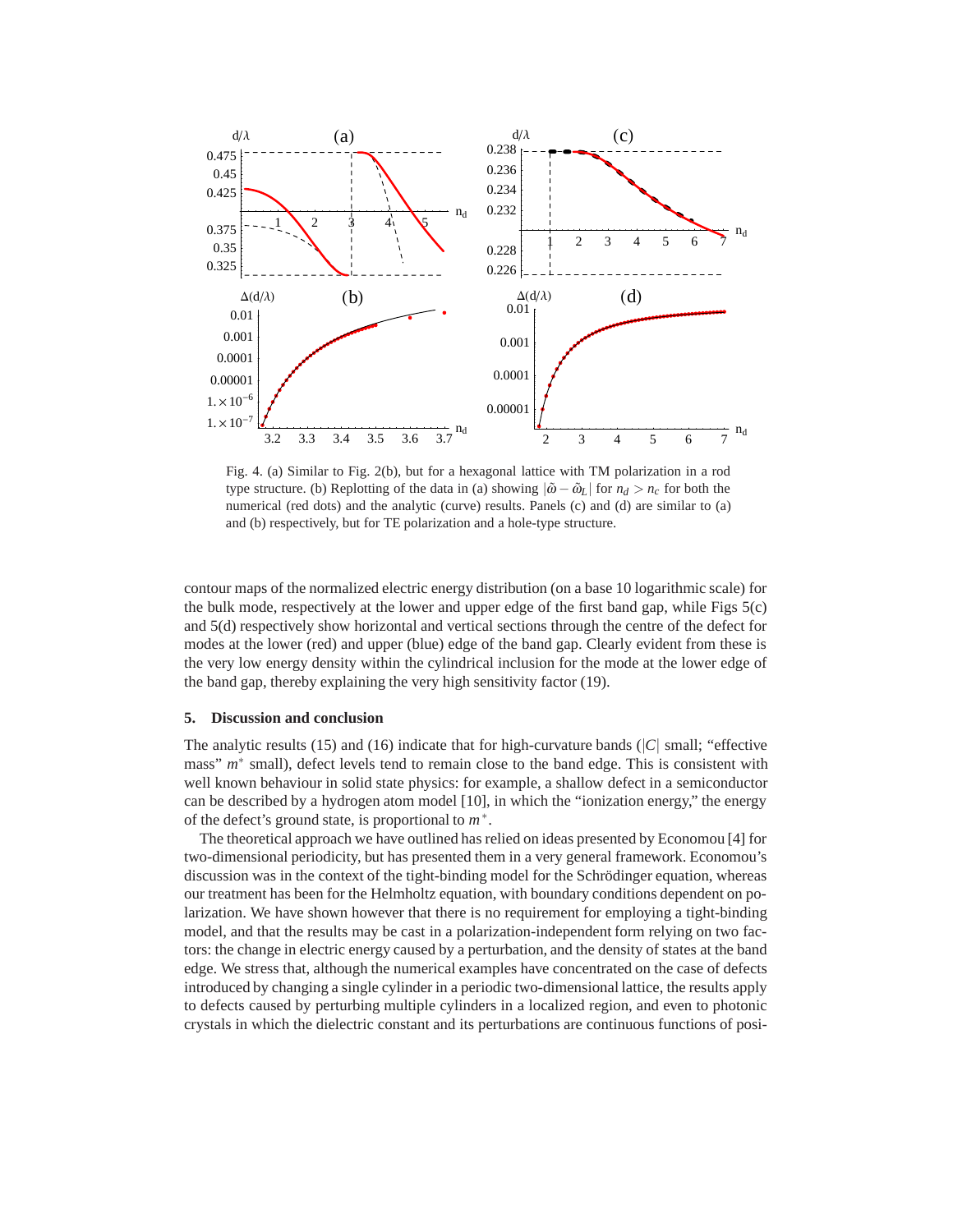Fig. 4. (a) Similar to Fig. 2(b), but for a hexagonal lattice with TM polarization in a rod type structure. (b) Replotting of the data in (a) showing $|\tilde{\omega} - \tilde{\omega}_L|$ for $n_d > n_c$ for both the numerical (red dots) and the analytic (curve) results. Panels (c) and (d) are similar to (a) and (b) respectively, but for TE polarization and a hole-type structure.

contour maps of the normalized electric energy distribution (on a base 10 logarithmic scale) for the bulk mode, respectively at the lower and upper edge of the first band gap, while Figs 5(c) and 5(d) respectively show horizontal and vertical sections through the centre of the defect for modes at the lower (red) and upper (blue) edge of the band gap. Clearly evident from these is the very low energy density within the cylindrical inclusion for the mode at the lower edge of the band gap, thereby explaining the very high sensitivity factor (19).

## 5. Discussion and conclusion

The analytic results (15) and (16) indicate that for high-curvature bands ($|C|$ small; "effective mass" $m^*$ small), defect levels tend to remain close to the band edge. This is consistent with well known behaviour in solid state physics: for example, a shallow defect in a semiconductor can be described by a hydrogen atom model [10], in which the "ionization energy," the energy of the defect's ground state, is proportional to $m^*$.

The theoretical approach we have outlined has relied on ideas presented by Economou [4] for two-dimensional periodicity, but has presented them in a very general framework. Economou's discussion was in the context of the tight-binding model for the Schrödinger equation, whereas our treatment has been for the Helmholtz equation, with boundary conditions dependent on polarization. We have shown however that there is no requirement for employing a tight-binding model, and that the results may be cast in a polarization-independent form relying on two factors: the change in electric energy caused by a perturbation, and the density of states at the band edge. We stress that, although the numerical examples have concentrated on the case of defects introduced by changing a single cylinder in a periodic two-dimensional lattice, the results apply to defects caused by perturbing multiple cylinders in a localized region, and even to photonic crystals in which the dielectric constant and its perturbations are continuous functions of posi-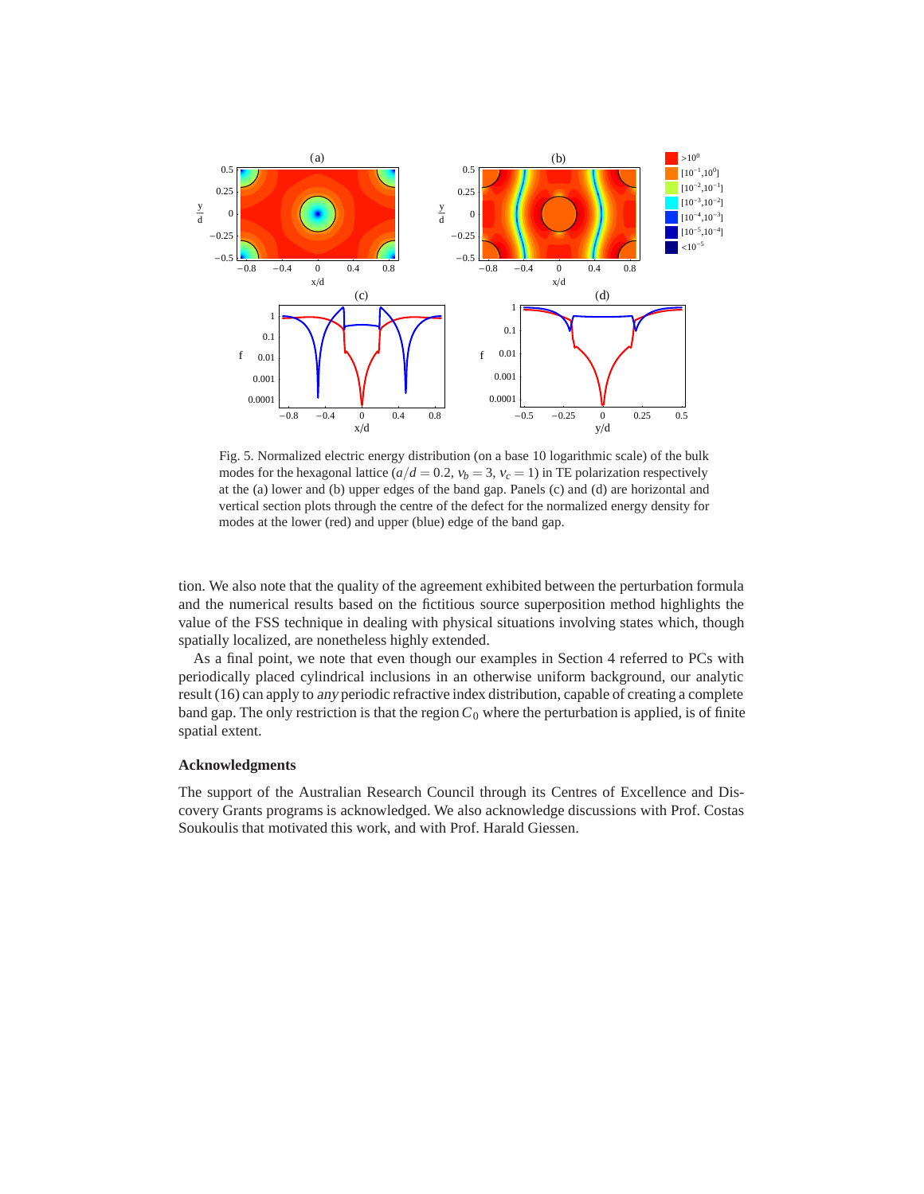(a)

0.5
0.25
0
−0.25
−0.5

y/d

−0.8 −0.4 0 0.4 0.8

x/d

(b)

0.5
0.25
0
−0.25
−0.5

y/d

−0.8 −0.4 0 0.4 0.8

x/d

$>10^0$
$[10^{-1},10^0]$
$[10^{-2},10^{-1}]$
$[10^{-3},10^{-2}]$
$[10^{-4},10^{-3}]$
$[10^{-5},10^{-4}]$
$<10^{-5}$

(c)

1
0.1
0.01
0.001
0.0001

f

−0.8 −0.4 0 0.4 0.8

x/d

(d)

1
0.1
0.01
0.001
0.0001

f

−0.5 −0.25 0 0.25 0.5

y/d

Fig. 5. Normalized electric energy distribution (on a base 10 logarithmic scale) of the bulk modes for the hexagonal lattice ($a/d = 0.2$, $\nu_b = 3$, $\nu_c = 1$) in TE polarization respectively at the (a) lower and (b) upper edges of the band gap. Panels (c) and (d) are horizontal and vertical section plots through the centre of the defect for the normalized energy density for modes at the lower (red) and upper (blue) edge of the band gap.

tion. We also note that the quality of the agreement exhibited between the perturbation formula and the numerical results based on the fictitious source superposition method highlights the value of the FSS technique in dealing with physical situations involving states which, though spatially localized, are nonetheless highly extended.

As a final point, we note that even though our examples in Section 4 referred to PCs with periodically placed cylindrical inclusions in an otherwise uniform background, our analytic result (16) can apply to *any* periodic refractive index distribution, capable of creating a complete band gap. The only restriction is that the region $C_0$ where the perturbation is applied, is of finite spatial extent.

## Acknowledgments

The support of the Australian Research Council through its Centres of Excellence and Discovery Grants programs is acknowledged. We also acknowledge discussions with Prof. Costas Soukoulis that motivated this work, and with Prof. Harald Giessen.